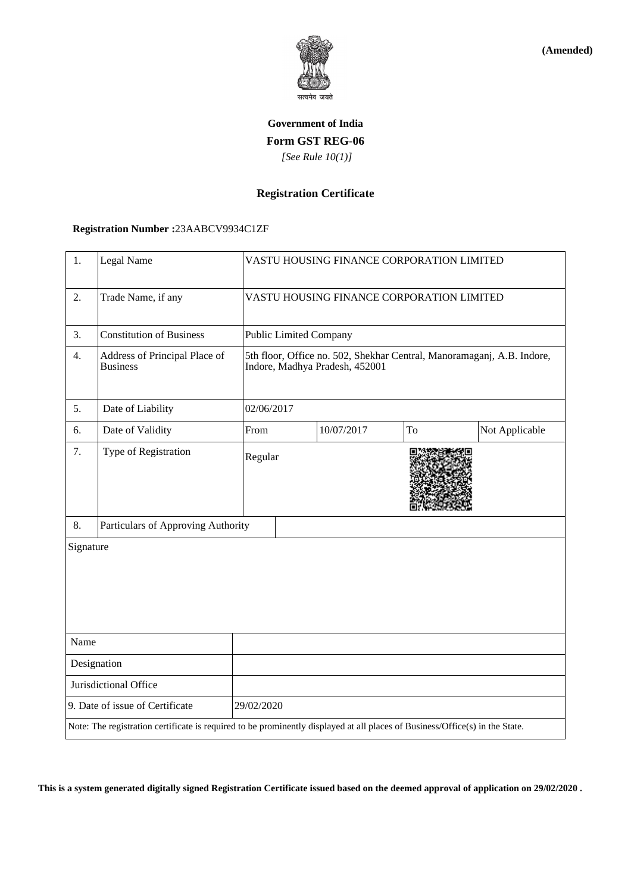**(Amended)**

सत्यमेव जयते

**Government of India**

**Form GST REG-06**

*[See Rule 10(1)]*

**Registration Certificate**

**Registration Number :**23AABCV9934C1ZF

| 1. | Legal Name | VASTU HOUSING FINANCE CORPORATION LIMITED | | | |
|---|---|---|---|---|---|
| 2. | Trade Name, if any | VASTU HOUSING FINANCE CORPORATION LIMITED | | | |
| 3. | Constitution of Business | Public Limited Company | | | |
| 4. | Address of Principal Place of Business | 5th floor, Office no. 502, Shekhar Central, Manoramaganj, A.B. Indore, Indore, Madhya Pradesh, 452001 | | | |
| 5. | Date of Liability | 02/06/2017 | | | |
| 6. | Date of Validity | From | 10/07/2017 | To | Not Applicable |
| 7. | Type of Registration | Regular | | | |
| 8. | Particulars of Approving Authority | | | | |

| Signature | |
|---|---|
| Name | |
| Designation | |
| Jurisdictional Office | |
| 9. Date of issue of Certificate | 29/02/2020 |

Note: The registration certificate is required to be prominently displayed at all places of Business/Office(s) in the State.

**This is a system generated digitally signed Registration Certificate issued based on the deemed approval of application on 29/02/2020 .**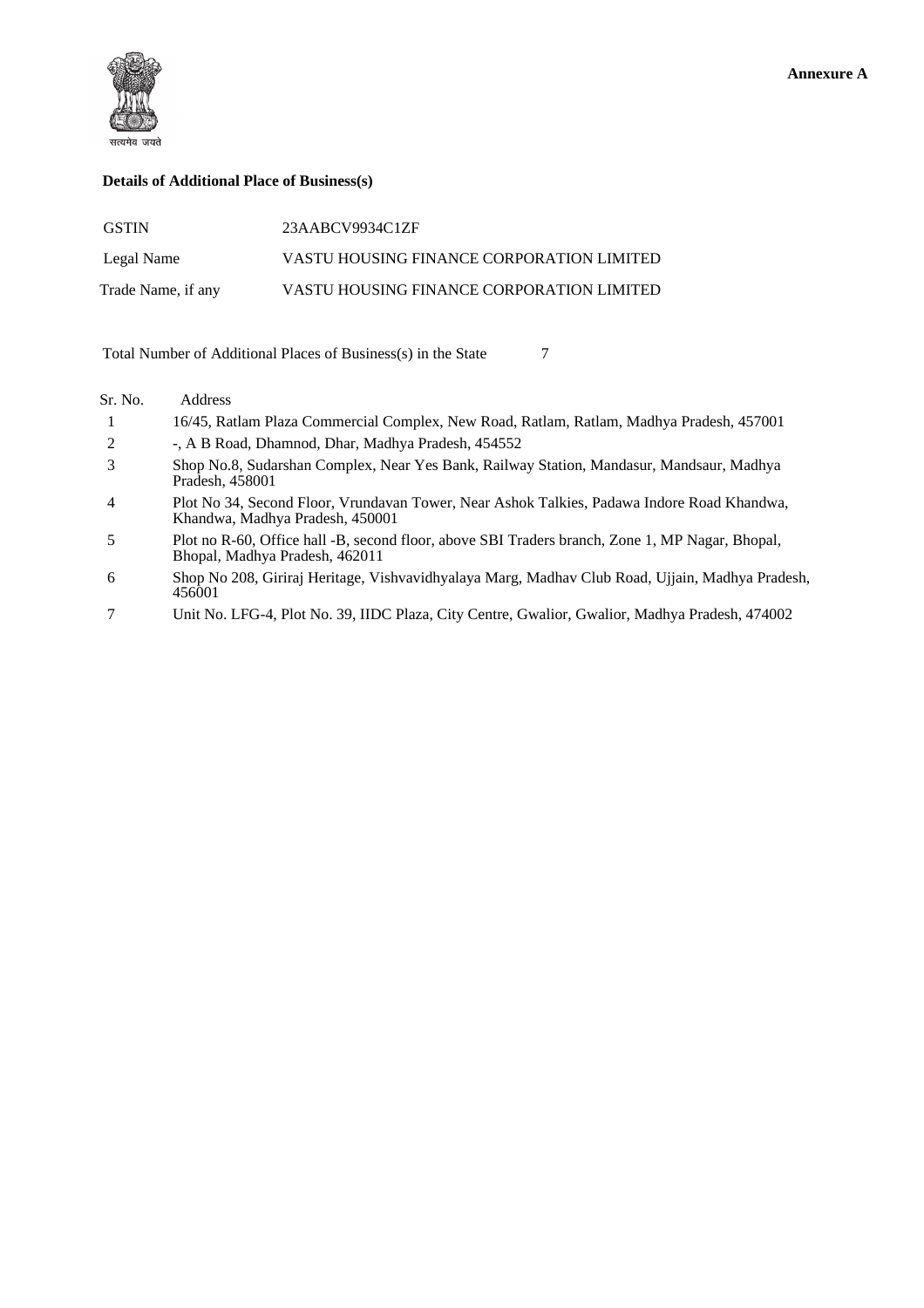**Annexure A**

**Details of Additional Place of Business(s)**

| | |
|---|---|
| GSTIN | 23AABCV9934C1ZF |
| Legal Name | VASTU HOUSING FINANCE CORPORATION LIMITED |
| Trade Name, if any | VASTU HOUSING FINANCE CORPORATION LIMITED |

Total Number of Additional Places of Business(s) in the State 7

| Sr. No. | Address |
|---|---|
| 1 | 16/45, Ratlam Plaza Commercial Complex, New Road, Ratlam, Ratlam, Madhya Pradesh, 457001 |
| 2 | -, A B Road, Dhamnod, Dhar, Madhya Pradesh, 454552 |
| 3 | Shop No.8, Sudarshan Complex, Near Yes Bank, Railway Station, Mandasur, Mandsaur, Madhya Pradesh, 458001 |
| 4 | Plot No 34, Second Floor, Vrundavan Tower, Near Ashok Talkies, Padawa Indore Road Khandwa, Khandwa, Madhya Pradesh, 450001 |
| 5 | Plot no R-60, Office hall -B, second floor, above SBI Traders branch, Zone 1, MP Nagar, Bhopal, Bhopal, Madhya Pradesh, 462011 |
| 6 | Shop No 208, Giriraj Heritage, Vishvavidhyalaya Marg, Madhav Club Road, Ujjain, Madhya Pradesh, 456001 |
| 7 | Unit No. LFG-4, Plot No. 39, IIDC Plaza, City Centre, Gwalior, Gwalior, Madhya Pradesh, 474002 |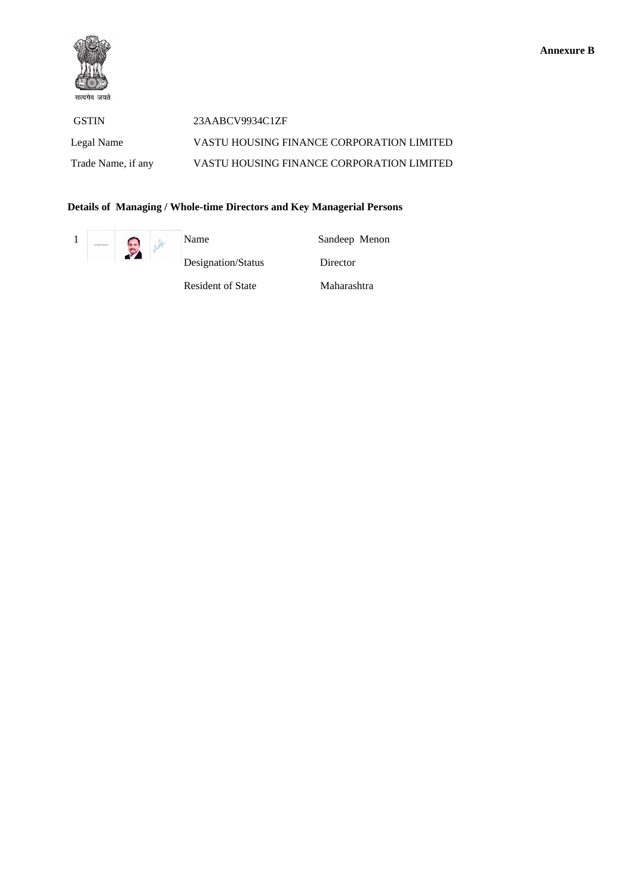**Annexure B**

| | |
|---|---|
| GSTIN | 23AABCV9934C1ZF |
| Legal Name | VASTU HOUSING FINANCE CORPORATION LIMITED |
| Trade Name, if any | VASTU HOUSING FINANCE CORPORATION LIMITED |

**Details of Managing / Whole-time Directors and Key Managerial Persons**

1

| | |
|---|---|
| Name | Sandeep Menon |
| Designation/Status | Director |
| Resident of State | Maharashtra |